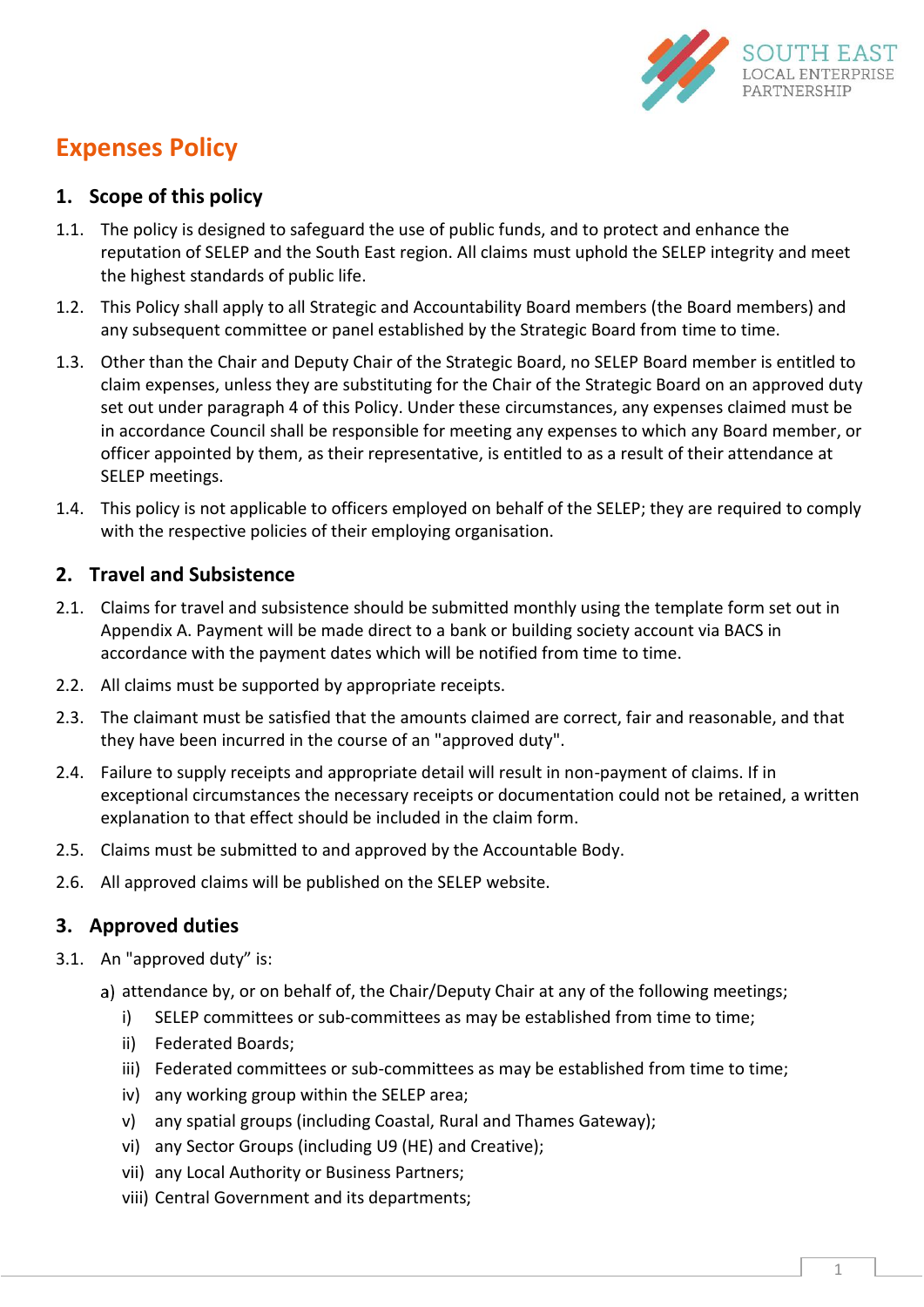# Expenses Policy

## 1. Scope of this policy

1.1. The policy is designed to safeguard the use of public funds, and to protect and enhance the reputation of SELEP and the South East region. All claims must uphold the SELEP integrity and meet the highest standards of public life.

1.2. This Policy shall apply to all Strategic and Accountability Board members (the Board members) and any subsequent committee or panel established by the Strategic Board from time to time.

1.3. Other than the Chair and Deputy Chair of the Strategic Board, no SELEP Board member is entitled to claim expenses, unless they are substituting for the Chair of the Strategic Board on an approved duty set out under paragraph 4 of this Policy. Under these circumstances, any expenses claimed must be in accordance Council shall be responsible for meeting any expenses to which any Board member, or officer appointed by them, as their representative, is entitled to as a result of their attendance at SELEP meetings.

1.4. This policy is not applicable to officers employed on behalf of the SELEP; they are required to comply with the respective policies of their employing organisation.

## 2. Travel and Subsistence

2.1. Claims for travel and subsistence should be submitted monthly using the template form set out in Appendix A. Payment will be made direct to a bank or building society account via BACS in accordance with the payment dates which will be notified from time to time.

2.2. All claims must be supported by appropriate receipts.

2.3. The claimant must be satisfied that the amounts claimed are correct, fair and reasonable, and that they have been incurred in the course of an "approved duty".

2.4. Failure to supply receipts and appropriate detail will result in non-payment of claims. If in exceptional circumstances the necessary receipts or documentation could not be retained, a written explanation to that effect should be included in the claim form.

2.5. Claims must be submitted to and approved by the Accountable Body.

2.6. All approved claims will be published on the SELEP website.

## 3. Approved duties

3.1. An "approved duty" is:

a) attendance by, or on behalf of, the Chair/Deputy Chair at any of the following meetings;
   - i) SELEP committees or sub-committees as may be established from time to time;
   - ii) Federated Boards;
   - iii) Federated committees or sub-committees as may be established from time to time;
   - iv) any working group within the SELEP area;
   - v) any spatial groups (including Coastal, Rural and Thames Gateway);
   - vi) any Sector Groups (including U9 (HE) and Creative);
   - vii) any Local Authority or Business Partners;
   - viii) Central Government and its departments;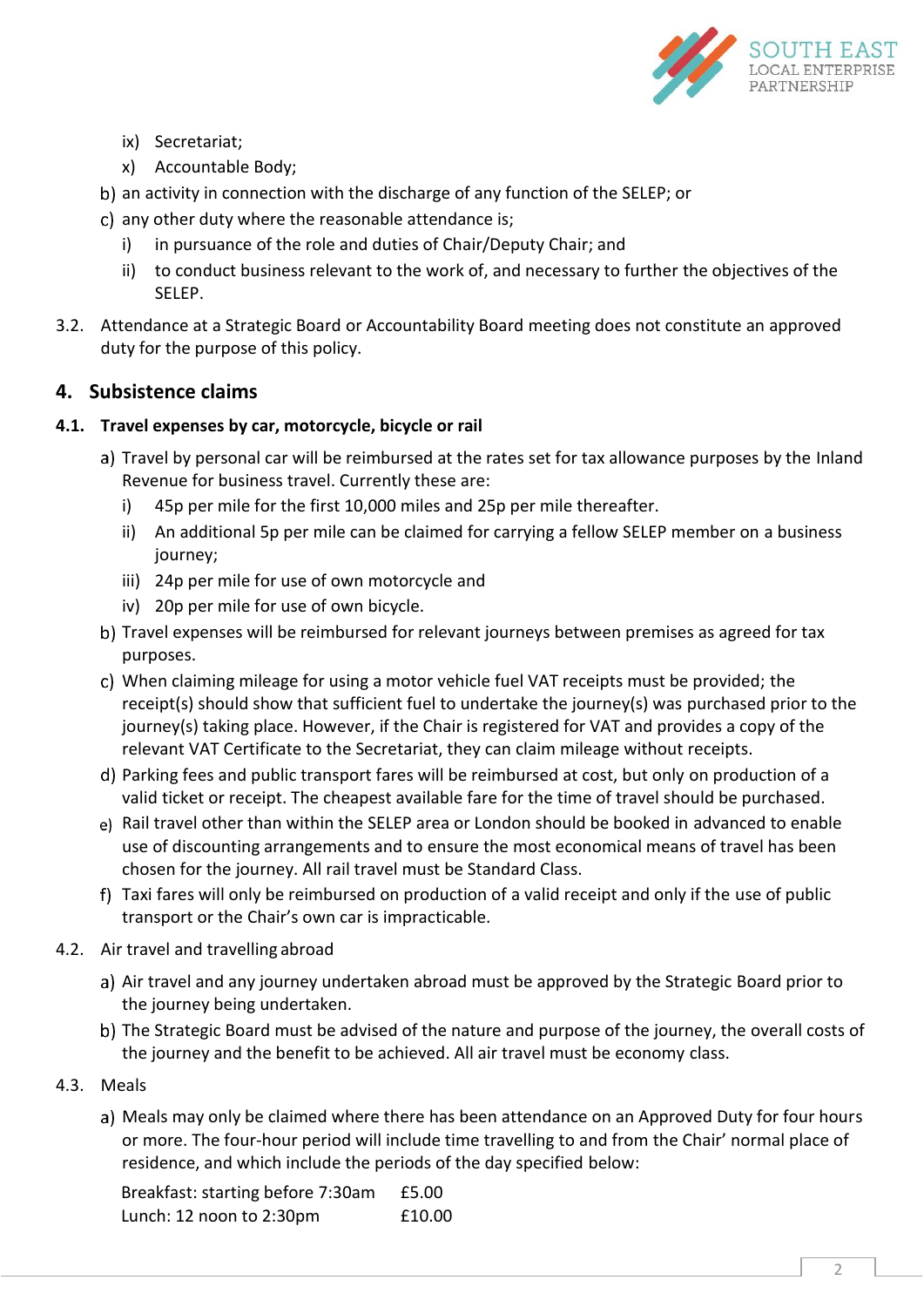ix) Secretariat;
x) Accountable Body;

b) an activity in connection with the discharge of any function of the SELEP; or

c) any other duty where the reasonable attendance is;
   i) in pursuance of the role and duties of Chair/Deputy Chair; and
   ii) to conduct business relevant to the work of, and necessary to further the objectives of the SELEP.

3.2. Attendance at a Strategic Board or Accountability Board meeting does not constitute an approved duty for the purpose of this policy.

## 4. Subsistence claims

### 4.1. Travel expenses by car, motorcycle, bicycle or rail

a) Travel by personal car will be reimbursed at the rates set for tax allowance purposes by the Inland Revenue for business travel. Currently these are:
   i) 45p per mile for the first 10,000 miles and 25p per mile thereafter.
   ii) An additional 5p per mile can be claimed for carrying a fellow SELEP member on a business journey;
   iii) 24p per mile for use of own motorcycle and
   iv) 20p per mile for use of own bicycle.

b) Travel expenses will be reimbursed for relevant journeys between premises as agreed for tax purposes.

c) When claiming mileage for using a motor vehicle fuel VAT receipts must be provided; the receipt(s) should show that sufficient fuel to undertake the journey(s) was purchased prior to the journey(s) taking place. However, if the Chair is registered for VAT and provides a copy of the relevant VAT Certificate to the Secretariat, they can claim mileage without receipts.

d) Parking fees and public transport fares will be reimbursed at cost, but only on production of a valid ticket or receipt. The cheapest available fare for the time of travel should be purchased.

e) Rail travel other than within the SELEP area or London should be booked in advanced to enable use of discounting arrangements and to ensure the most economical means of travel has been chosen for the journey. All rail travel must be Standard Class.

f) Taxi fares will only be reimbursed on production of a valid receipt and only if the use of public transport or the Chair's own car is impracticable.

4.2. Air travel and travelling abroad

a) Air travel and any journey undertaken abroad must be approved by the Strategic Board prior to the journey being undertaken.

b) The Strategic Board must be advised of the nature and purpose of the journey, the overall costs of the journey and the benefit to be achieved. All air travel must be economy class.

4.3. Meals

a) Meals may only be claimed where there has been attendance on an Approved Duty for four hours or more. The four-hour period will include time travelling to and from the Chair' normal place of residence, and which include the periods of the day specified below:

| | |
|---|---|
| Breakfast: starting before 7:30am | £5.00 |
| Lunch: 12 noon to 2:30pm | £10.00 |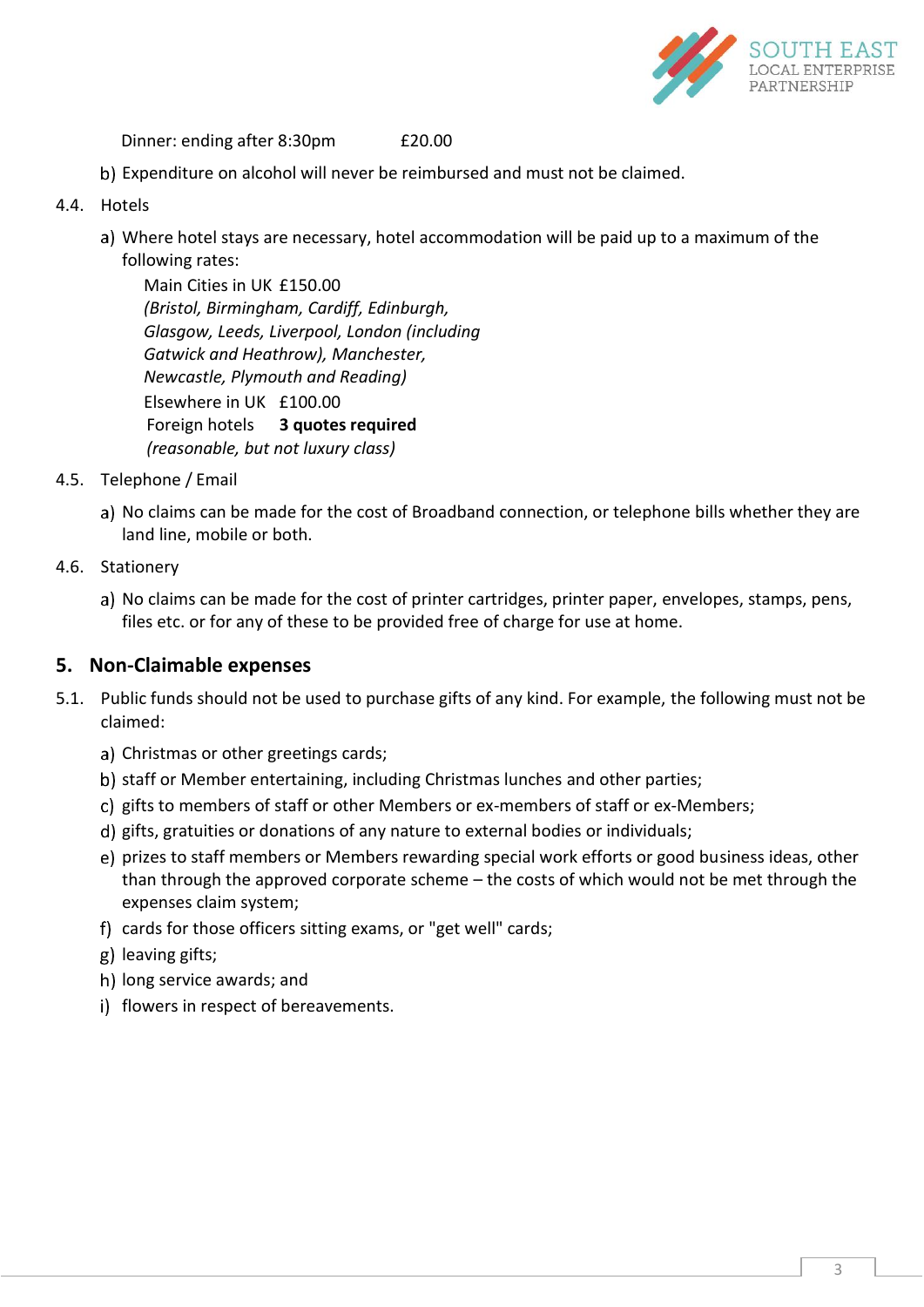Dinner: ending after 8:30pm £20.00

b) Expenditure on alcohol will never be reimbursed and must not be claimed.

4.4. Hotels

a) Where hotel stays are necessary, hotel accommodation will be paid up to a maximum of the following rates:

| | |
|---|---|
| Main Cities in UK *(Bristol, Birmingham, Cardiff, Edinburgh, Glasgow, Leeds, Liverpool, London (including Gatwick and Heathrow), Manchester, Newcastle, Plymouth and Reading)* | £150.00 |
| Elsewhere in UK | £100.00 |
| Foreign hotels *(reasonable, but not luxury class)* | **3 quotes required** |

4.5. Telephone / Email

a) No claims can be made for the cost of Broadband connection, or telephone bills whether they are land line, mobile or both.

4.6. Stationery

a) No claims can be made for the cost of printer cartridges, printer paper, envelopes, stamps, pens, files etc. or for any of these to be provided free of charge for use at home.

## 5. Non-Claimable expenses

5.1. Public funds should not be used to purchase gifts of any kind. For example, the following must not be claimed:

a) Christmas or other greetings cards;
b) staff or Member entertaining, including Christmas lunches and other parties;
c) gifts to members of staff or other Members or ex-members of staff or ex-Members;
d) gifts, gratuities or donations of any nature to external bodies or individuals;
e) prizes to staff members or Members rewarding special work efforts or good business ideas, other than through the approved corporate scheme – the costs of which would not be met through the expenses claim system;
f) cards for those officers sitting exams, or "get well" cards;
g) leaving gifts;
h) long service awards; and
i) flowers in respect of bereavements.